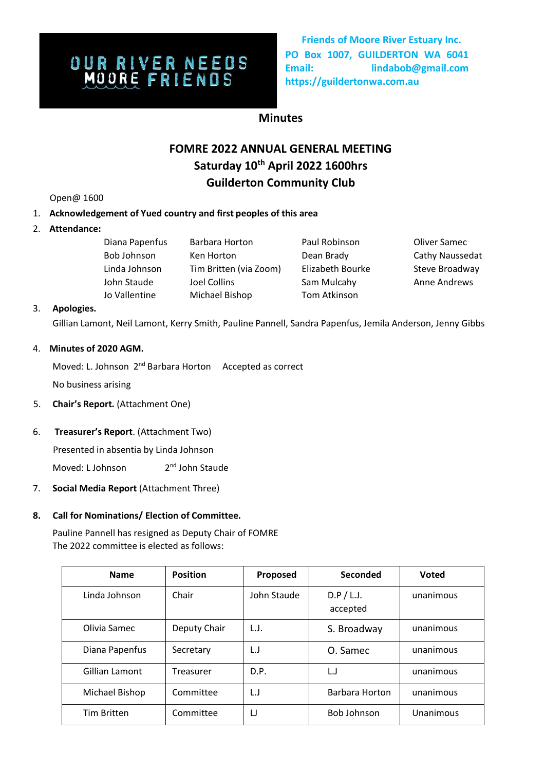OUR RIVER NEEDS MOORE FRIENDS

**Friends of Moore River Estuary Inc.**
**PO Box 1007, GUILDERTON WA 6041**
**Email: lindabob@gmail.com**
**https://guildertonwa.com.au**

## Minutes

# FOMRE 2022 ANNUAL GENERAL MEETING
## Saturday 10th April 2022 1600hrs
## Guilderton Community Club

Open@ 1600

1. **Acknowledgement of Yued country and first peoples of this area**
2. **Attendance:**

| | | | |
|---|---|---|---|
| Diana Papenfus | Barbara Horton | Paul Robinson | Oliver Samec |
| Bob Johnson | Ken Horton | Dean Brady | Cathy Naussedat |
| Linda Johnson | Tim Britten (via Zoom) | Elizabeth Bourke | Steve Broadway |
| John Staude | Joel Collins | Sam Mulcahy | Anne Andrews |
| Jo Vallentine | Michael Bishop | Tom Atkinson | |

3. **Apologies.**

   Gillian Lamont, Neil Lamont, Kerry Smith, Pauline Pannell, Sandra Papenfus, Jemila Anderson, Jenny Gibbs

4. **Minutes of 2020 AGM.**

   Moved: L. Johnson 2nd Barbara Horton Accepted as correct

   No business arising

5. **Chair's Report.** (Attachment One)

6. **Treasurer's Report**. (Attachment Two)

   Presented in absentia by Linda Johnson

   Moved: L Johnson 2nd John Staude

7. **Social Media Report** (Attachment Three)

8. **Call for Nominations/ Election of Committee.**

   Pauline Pannell has resigned as Deputy Chair of FOMRE
   The 2022 committee is elected as follows:

| Name | Position | Proposed | Seconded | Voted |
|---|---|---|---|---|
| Linda Johnson | Chair | John Staude | D.P / L.J. accepted | unanimous |
| Olivia Samec | Deputy Chair | L.J. | S. Broadway | unanimous |
| Diana Papenfus | Secretary | L.J | O. Samec | unanimous |
| Gillian Lamont | Treasurer | D.P. | L.J | unanimous |
| Michael Bishop | Committee | L.J | Barbara Horton | unanimous |
| Tim Britten | Committee | LJ | Bob Johnson | Unanimous |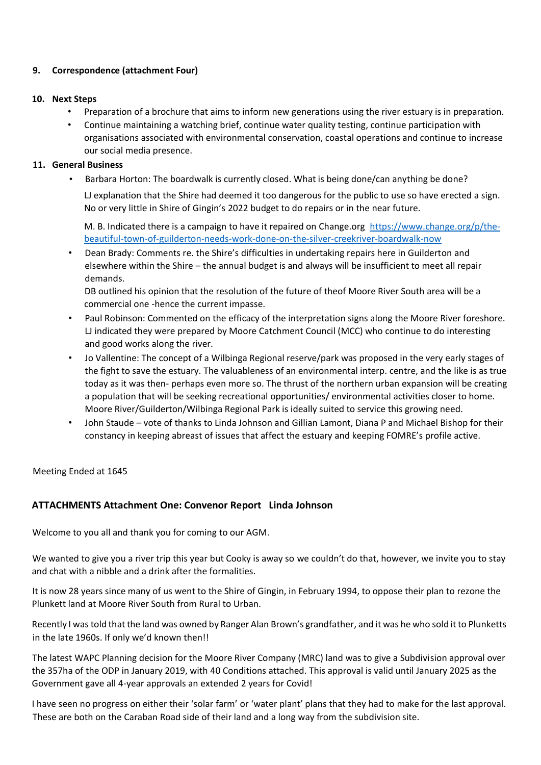**9. Correspondence (attachment Four)**

**10. Next Steps**

- Preparation of a brochure that aims to inform new generations using the river estuary is in preparation.
- Continue maintaining a watching brief, continue water quality testing, continue participation with organisations associated with environmental conservation, coastal operations and continue to increase our social media presence.

**11. General Business**

- Barbara Horton: The boardwalk is currently closed. What is being done/can anything be done?

  LJ explanation that the Shire had deemed it too dangerous for the public to use so have erected a sign. No or very little in Shire of Gingin's 2022 budget to do repairs or in the near future.

  M. B. Indicated there is a campaign to have it repaired on Change.org [https://www.change.org/p/the-beautiful-town-of-guilderton-needs-work-done-on-the-silver-creekriver-boardwalk-now](https://www.change.org/p/the-beautiful-town-of-guilderton-needs-work-done-on-the-silver-creekriver-boardwalk-now)
- Dean Brady: Comments re. the Shire's difficulties in undertaking repairs here in Guilderton and elsewhere within the Shire – the annual budget is and always will be insufficient to meet all repair demands.
  DB outlined his opinion that the resolution of the future of theof Moore River South area will be a commercial one -hence the current impasse.
- Paul Robinson: Commented on the efficacy of the interpretation signs along the Moore River foreshore. LJ indicated they were prepared by Moore Catchment Council (MCC) who continue to do interesting and good works along the river.
- Jo Vallentine: The concept of a Wilbinga Regional reserve/park was proposed in the very early stages of the fight to save the estuary. The valuableness of an environmental interp. centre, and the like is as true today as it was then- perhaps even more so. The thrust of the northern urban expansion will be creating a population that will be seeking recreational opportunities/ environmental activities closer to home. Moore River/Guilderton/Wilbinga Regional Park is ideally suited to service this growing need.
- John Staude – vote of thanks to Linda Johnson and Gillian Lamont, Diana P and Michael Bishop for their constancy in keeping abreast of issues that affect the estuary and keeping FOMRE's profile active.

Meeting Ended at 1645

## ATTACHMENTS Attachment One: Convenor Report Linda Johnson

Welcome to you all and thank you for coming to our AGM.

We wanted to give you a river trip this year but Cooky is away so we couldn't do that, however, we invite you to stay and chat with a nibble and a drink after the formalities.

It is now 28 years since many of us went to the Shire of Gingin, in February 1994, to oppose their plan to rezone the Plunkett land at Moore River South from Rural to Urban.

Recently I was told that the land was owned by Ranger Alan Brown's grandfather, and it was he who sold it to Plunketts in the late 1960s. If only we'd known then!!

The latest WAPC Planning decision for the Moore River Company (MRC) land was to give a Subdivision approval over the 357ha of the ODP in January 2019, with 40 Conditions attached. This approval is valid until January 2025 as the Government gave all 4-year approvals an extended 2 years for Covid!

I have seen no progress on either their 'solar farm' or 'water plant' plans that they had to make for the last approval. These are both on the Caraban Road side of their land and a long way from the subdivision site.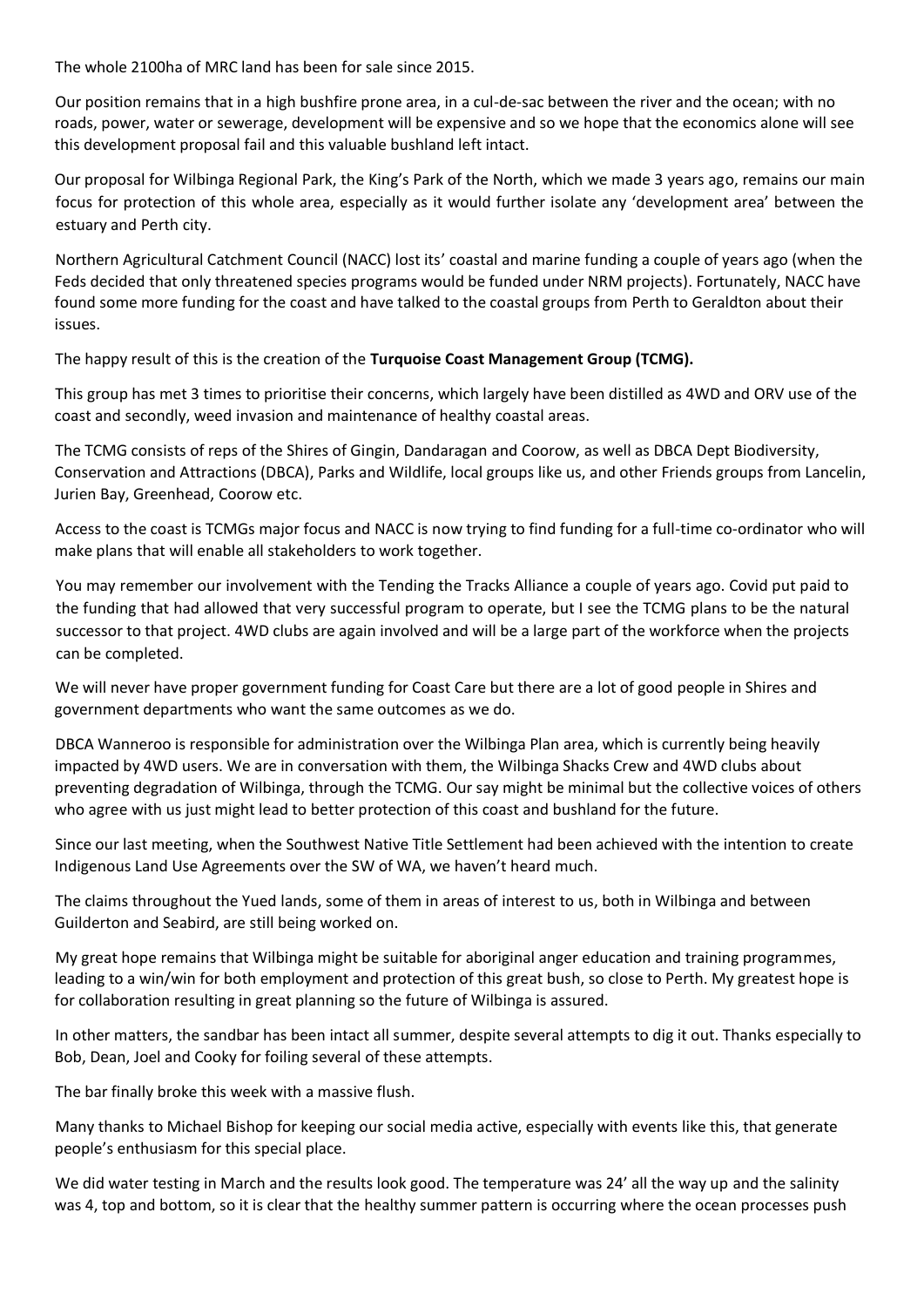The whole 2100ha of MRC land has been for sale since 2015.

Our position remains that in a high bushfire prone area, in a cul-de-sac between the river and the ocean; with no roads, power, water or sewerage, development will be expensive and so we hope that the economics alone will see this development proposal fail and this valuable bushland left intact.

Our proposal for Wilbinga Regional Park, the King's Park of the North, which we made 3 years ago, remains our main focus for protection of this whole area, especially as it would further isolate any 'development area' between the estuary and Perth city.

Northern Agricultural Catchment Council (NACC) lost its' coastal and marine funding a couple of years ago (when the Feds decided that only threatened species programs would be funded under NRM projects). Fortunately, NACC have found some more funding for the coast and have talked to the coastal groups from Perth to Geraldton about their issues.

The happy result of this is the creation of the **Turquoise Coast Management Group (TCMG).**

This group has met 3 times to prioritise their concerns, which largely have been distilled as 4WD and ORV use of the coast and secondly, weed invasion and maintenance of healthy coastal areas.

The TCMG consists of reps of the Shires of Gingin, Dandaragan and Coorow, as well as DBCA Dept Biodiversity, Conservation and Attractions (DBCA), Parks and Wildlife, local groups like us, and other Friends groups from Lancelin, Jurien Bay, Greenhead, Coorow etc.

Access to the coast is TCMGs major focus and NACC is now trying to find funding for a full-time co-ordinator who will make plans that will enable all stakeholders to work together.

You may remember our involvement with the Tending the Tracks Alliance a couple of years ago. Covid put paid to the funding that had allowed that very successful program to operate, but I see the TCMG plans to be the natural successor to that project. 4WD clubs are again involved and will be a large part of the workforce when the projects can be completed.

We will never have proper government funding for Coast Care but there are a lot of good people in Shires and government departments who want the same outcomes as we do.

DBCA Wanneroo is responsible for administration over the Wilbinga Plan area, which is currently being heavily impacted by 4WD users. We are in conversation with them, the Wilbinga Shacks Crew and 4WD clubs about preventing degradation of Wilbinga, through the TCMG. Our say might be minimal but the collective voices of others who agree with us just might lead to better protection of this coast and bushland for the future.

Since our last meeting, when the Southwest Native Title Settlement had been achieved with the intention to create Indigenous Land Use Agreements over the SW of WA, we haven't heard much.

The claims throughout the Yued lands, some of them in areas of interest to us, both in Wilbinga and between Guilderton and Seabird, are still being worked on.

My great hope remains that Wilbinga might be suitable for aboriginal anger education and training programmes, leading to a win/win for both employment and protection of this great bush, so close to Perth. My greatest hope is for collaboration resulting in great planning so the future of Wilbinga is assured.

In other matters, the sandbar has been intact all summer, despite several attempts to dig it out. Thanks especially to Bob, Dean, Joel and Cooky for foiling several of these attempts.

The bar finally broke this week with a massive flush.

Many thanks to Michael Bishop for keeping our social media active, especially with events like this, that generate people's enthusiasm for this special place.

We did water testing in March and the results look good. The temperature was 24' all the way up and the salinity was 4, top and bottom, so it is clear that the healthy summer pattern is occurring where the ocean processes push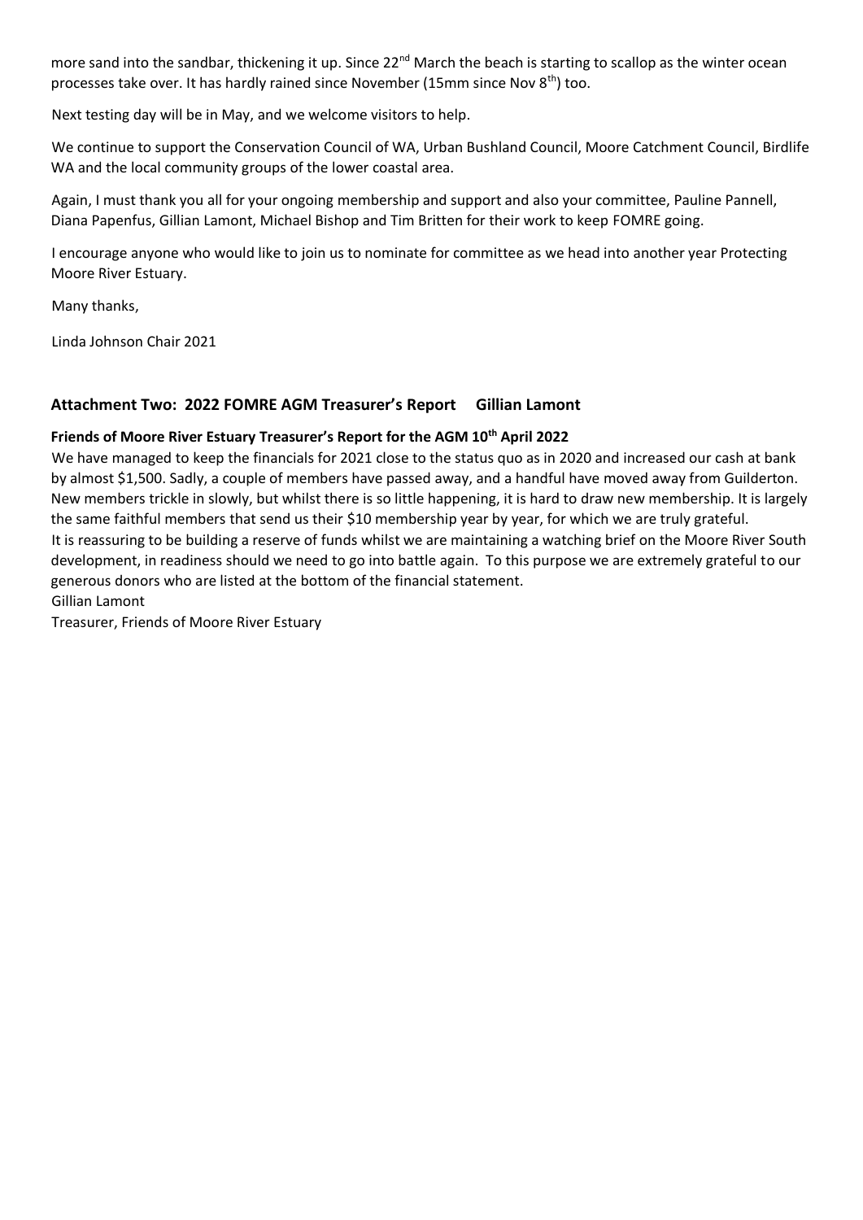more sand into the sandbar, thickening it up. Since 22nd March the beach is starting to scallop as the winter ocean processes take over. It has hardly rained since November (15mm since Nov 8th) too.

Next testing day will be in May, and we welcome visitors to help.

We continue to support the Conservation Council of WA, Urban Bushland Council, Moore Catchment Council, Birdlife WA and the local community groups of the lower coastal area.

Again, I must thank you all for your ongoing membership and support and also your committee, Pauline Pannell, Diana Papenfus, Gillian Lamont, Michael Bishop and Tim Britten for their work to keep FOMRE going.

I encourage anyone who would like to join us to nominate for committee as we head into another year Protecting Moore River Estuary.

Many thanks,

Linda Johnson Chair 2021

## Attachment Two: 2022 FOMRE AGM Treasurer's Report Gillian Lamont

**Friends of Moore River Estuary Treasurer's Report for the AGM 10th April 2022**

We have managed to keep the financials for 2021 close to the status quo as in 2020 and increased our cash at bank by almost $1,500. Sadly, a couple of members have passed away, and a handful have moved away from Guilderton. New members trickle in slowly, but whilst there is so little happening, it is hard to draw new membership. It is largely the same faithful members that send us their $10 membership year by year, for which we are truly grateful.

It is reassuring to be building a reserve of funds whilst we are maintaining a watching brief on the Moore River South development, in readiness should we need to go into battle again. To this purpose we are extremely grateful to our generous donors who are listed at the bottom of the financial statement.

Gillian Lamont

Treasurer, Friends of Moore River Estuary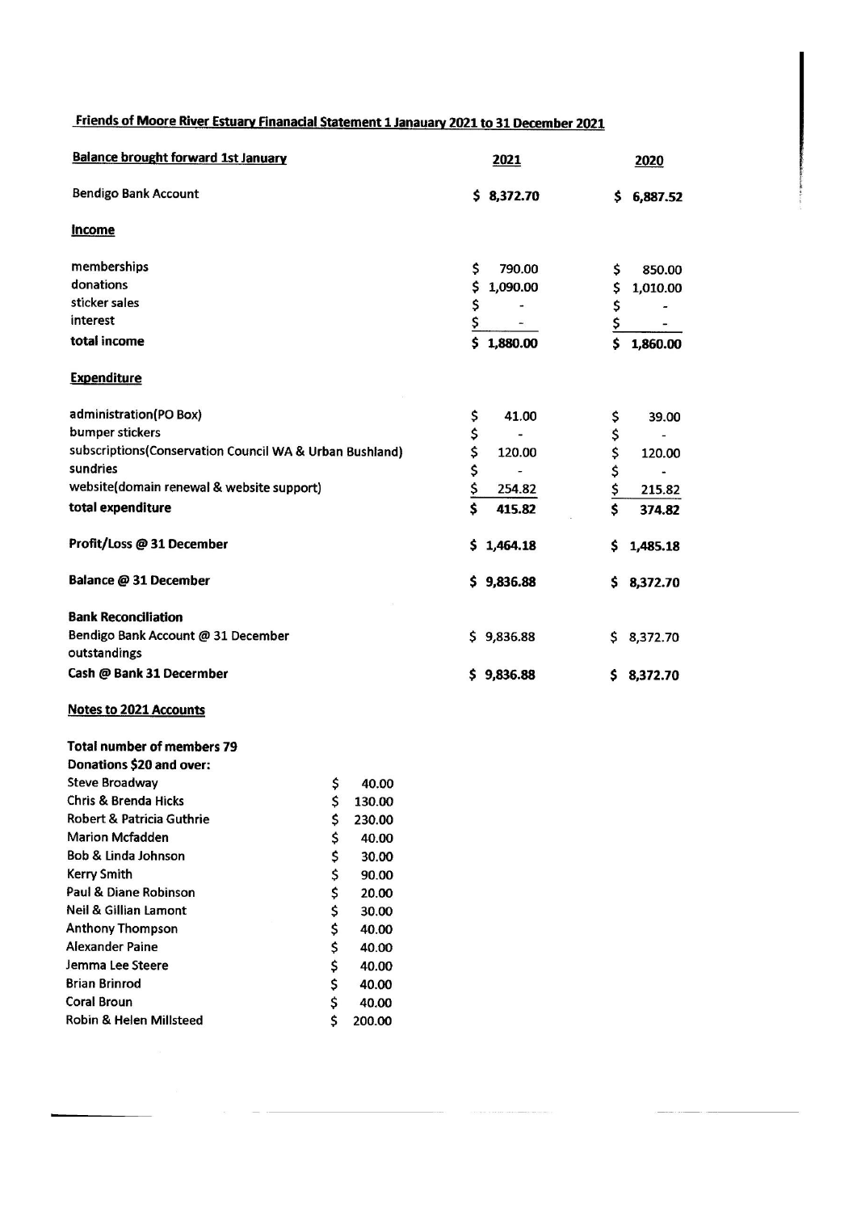## Friends of Moore River Estuary Finanacial Statement 1 Janauary 2021 to 31 December 2021

| **Balance brought forward 1st January** | **2021** | **2020** |
|---|---|---|
| Bendigo Bank Account | **$ 8,372.70** | **$ 6,887.52** |
| **Income** | | |
| memberships | $ 790.00 | $ 850.00 |
| donations | $ 1,090.00 | $ 1,010.00 |
| sticker sales | $ - | $ - |
| interest | $ - | $ - |
| **total income** | **$ 1,880.00** | **$ 1,860.00** |
| **Expenditure** | | |
| administration(PO Box) | $ 41.00 | $ 39.00 |
| bumper stickers | $ - | $ - |
| subscriptions(Conservation Council WA & Urban Bushland) | $ 120.00 | $ 120.00 |
| sundries | $ - | $ - |
| website(domain renewal & website support) | $ 254.82 | $ 215.82 |
| **total expenditure** | **$ 415.82** | **$ 374.82** |
| **Profit/Loss @ 31 December** | **$ 1,464.18** | **$ 1,485.18** |
| **Balance @ 31 December** | **$ 9,836.88** | **$ 8,372.70** |
| **Bank Reconciliation** | | |
| Bendigo Bank Account @ 31 December | $ 9,836.88 | $ 8,372.70 |
| outstandings | | |
| **Cash @ Bank 31 Decermber** | **$ 9,836.88** | **$ 8,372.70** |

### Notes to 2021 Accounts

**Total number of members 79**

**Donations $20 and over:**

| | |
|---|---|
| Steve Broadway | $ 40.00 |
| Chris & Brenda Hicks | $ 130.00 |
| Robert & Patricia Guthrie | $ 230.00 |
| Marion Mcfadden | $ 40.00 |
| Bob & Linda Johnson | $ 30.00 |
| Kerry Smith | $ 90.00 |
| Paul & Diane Robinson | $ 20.00 |
| Neil & Gillian Lamont | $ 30.00 |
| Anthony Thompson | $ 40.00 |
| Alexander Paine | $ 40.00 |
| Jemma Lee Steere | $ 40.00 |
| Brian Brinrod | $ 40.00 |
| Coral Broun | $ 40.00 |
| Robin & Helen Millsteed | $ 200.00 |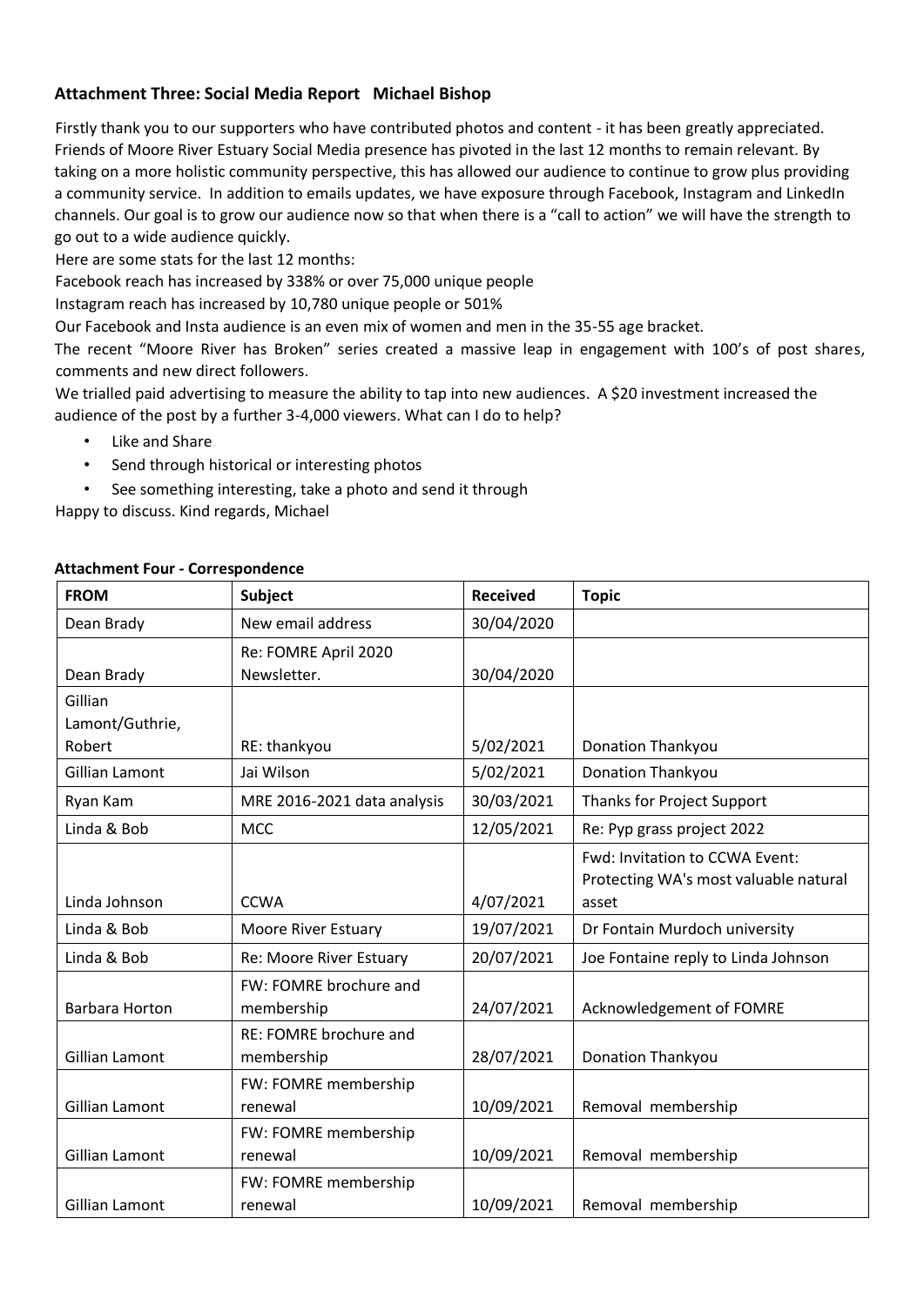### Attachment Three: Social Media Report   Michael Bishop

Firstly thank you to our supporters who have contributed photos and content - it has been greatly appreciated. Friends of Moore River Estuary Social Media presence has pivoted in the last 12 months to remain relevant. By taking on a more holistic community perspective, this has allowed our audience to continue to grow plus providing a community service. In addition to emails updates, we have exposure through Facebook, Instagram and LinkedIn channels. Our goal is to grow our audience now so that when there is a "call to action" we will have the strength to go out to a wide audience quickly.

Here are some stats for the last 12 months:

Facebook reach has increased by 338% or over 75,000 unique people

Instagram reach has increased by 10,780 unique people or 501%

Our Facebook and Insta audience is an even mix of women and men in the 35-55 age bracket.

The recent "Moore River has Broken" series created a massive leap in engagement with 100's of post shares, comments and new direct followers.

We trialled paid advertising to measure the ability to tap into new audiences. A $20 investment increased the audience of the post by a further 3-4,000 viewers. What can I do to help?

- Like and Share
- Send through historical or interesting photos
- See something interesting, take a photo and send it through

Happy to discuss. Kind regards, Michael

### Attachment Four - Correspondence

| FROM | Subject | Received | Topic |
|---|---|---|---|
| Dean Brady | New email address | 30/04/2020 | |
| Dean Brady | Re: FOMRE April 2020 Newsletter. | 30/04/2020 | |
| Gillian Lamont/Guthrie, Robert | RE: thankyou | 5/02/2021 | Donation Thankyou |
| Gillian Lamont | Jai Wilson | 5/02/2021 | Donation Thankyou |
| Ryan Kam | MRE 2016-2021 data analysis | 30/03/2021 | Thanks for Project Support |
| Linda & Bob | MCC | 12/05/2021 | Re: Pyp grass project 2022 |
| Linda Johnson | CCWA | 4/07/2021 | Fwd: Invitation to CCWA Event: Protecting WA's most valuable natural asset |
| Linda & Bob | Moore River Estuary | 19/07/2021 | Dr Fontain Murdoch university |
| Linda & Bob | Re: Moore River Estuary | 20/07/2021 | Joe Fontaine reply to Linda Johnson |
| Barbara Horton | FW: FOMRE brochure and membership | 24/07/2021 | Acknowledgement of FOMRE |
| Gillian Lamont | RE: FOMRE brochure and membership | 28/07/2021 | Donation Thankyou |
| Gillian Lamont | FW: FOMRE membership renewal | 10/09/2021 | Removal membership |
| Gillian Lamont | FW: FOMRE membership renewal | 10/09/2021 | Removal membership |
| Gillian Lamont | FW: FOMRE membership renewal | 10/09/2021 | Removal membership |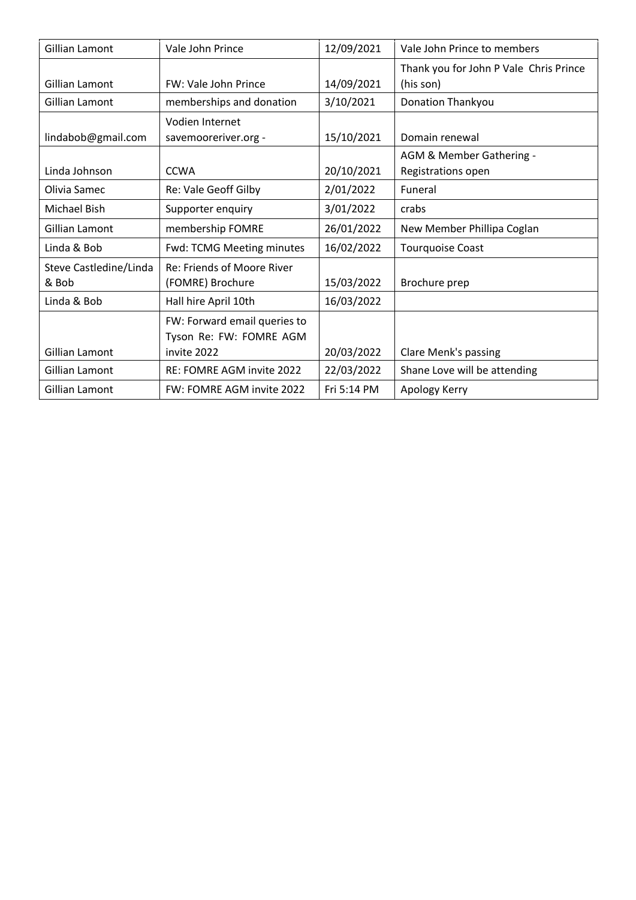| | | | |
|---|---|---|---|
| Gillian Lamont | Vale John Prince | 12/09/2021 | Vale John Prince to members |
| Gillian Lamont | FW: Vale John Prince | 14/09/2021 | Thank you for John P Vale Chris Prince (his son) |
| Gillian Lamont | memberships and donation | 3/10/2021 | Donation Thankyou |
| lindabob@gmail.com | Vodien Internet savemooreriver.org - | 15/10/2021 | Domain renewal |
| Linda Johnson | CCWA | 20/10/2021 | AGM & Member Gathering - Registrations open |
| Olivia Samec | Re: Vale Geoff Gilby | 2/01/2022 | Funeral |
| Michael Bish | Supporter enquiry | 3/01/2022 | crabs |
| Gillian Lamont | membership FOMRE | 26/01/2022 | New Member Phillipa Coglan |
| Linda & Bob | Fwd: TCMG Meeting minutes | 16/02/2022 | Tourquoise Coast |
| Steve Castledine/Linda & Bob | Re: Friends of Moore River (FOMRE) Brochure | 15/03/2022 | Brochure prep |
| Linda & Bob | Hall hire April 10th | 16/03/2022 | |
| Gillian Lamont | FW: Forward email queries to Tyson Re: FW: FOMRE AGM invite 2022 | 20/03/2022 | Clare Menk's passing |
| Gillian Lamont | RE: FOMRE AGM invite 2022 | 22/03/2022 | Shane Love will be attending |
| Gillian Lamont | FW: FOMRE AGM invite 2022 | Fri 5:14 PM | Apology Kerry |